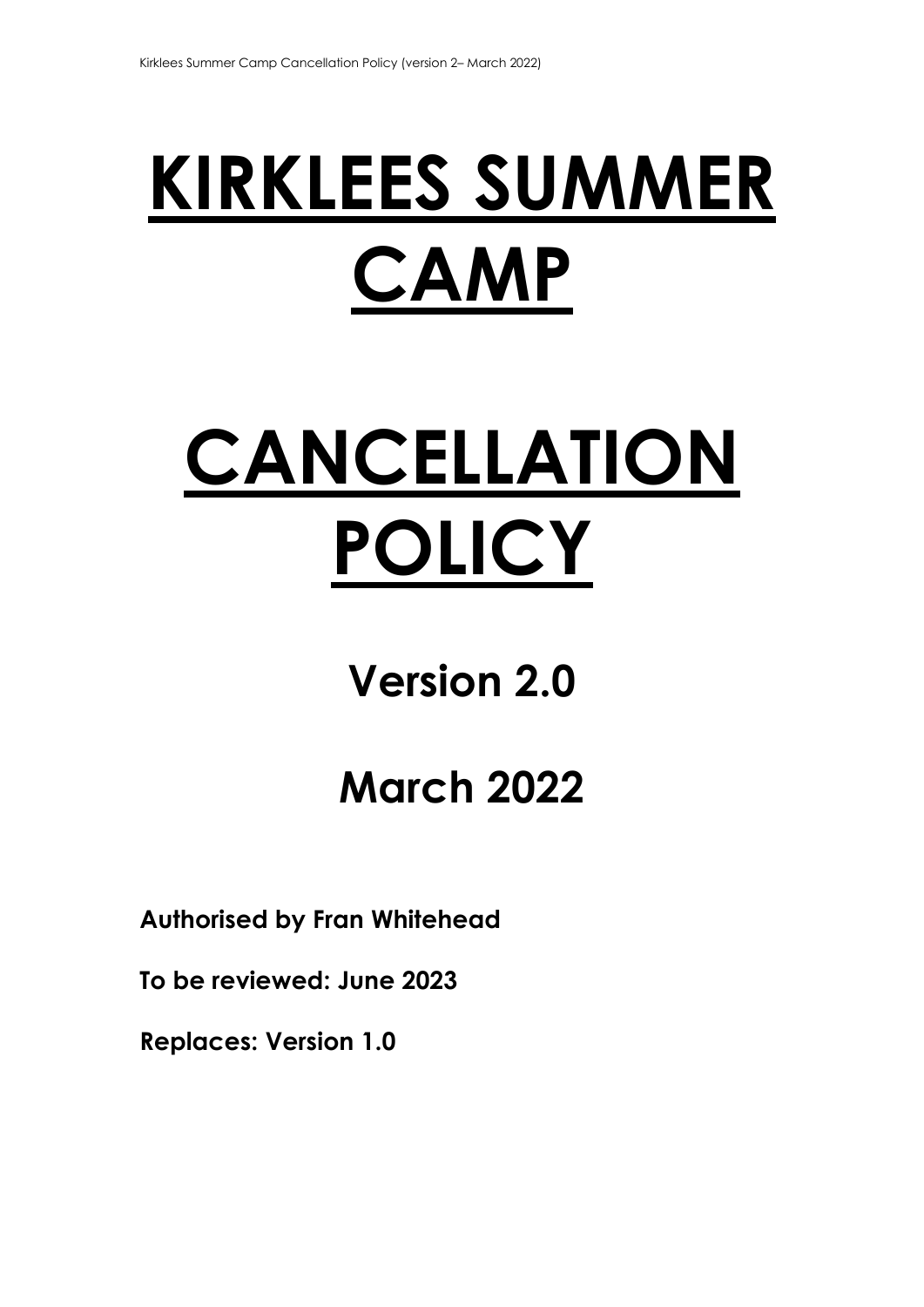# KIRKLEES SUMMER CAMP

# CANCELLATION POLICY

## Version 2.0

## March 2022

**Authorised by Fran Whitehead**

**To be reviewed: June 2023**

**Replaces: Version 1.0**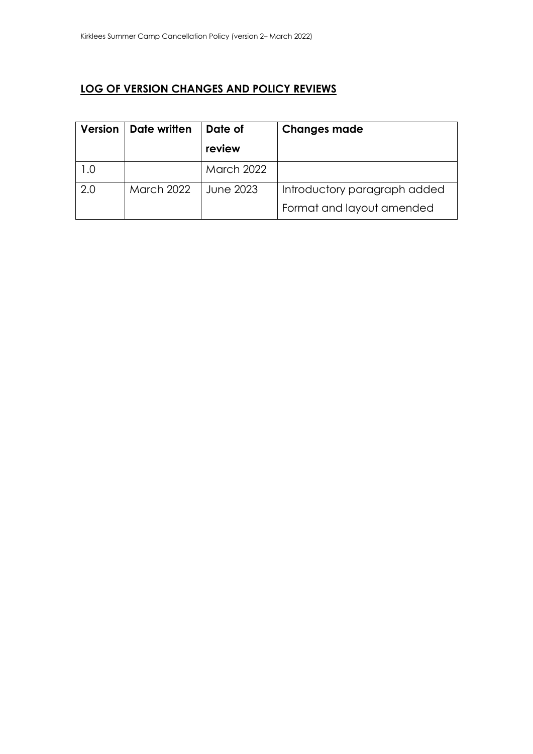## LOG OF VERSION CHANGES AND POLICY REVIEWS

| Version | Date written | Date of review | Changes made |
|---|---|---|---|
| 1.0 | | March 2022 | |
| 2.0 | March 2022 | June 2023 | Introductory paragraph added<br>Format and layout amended |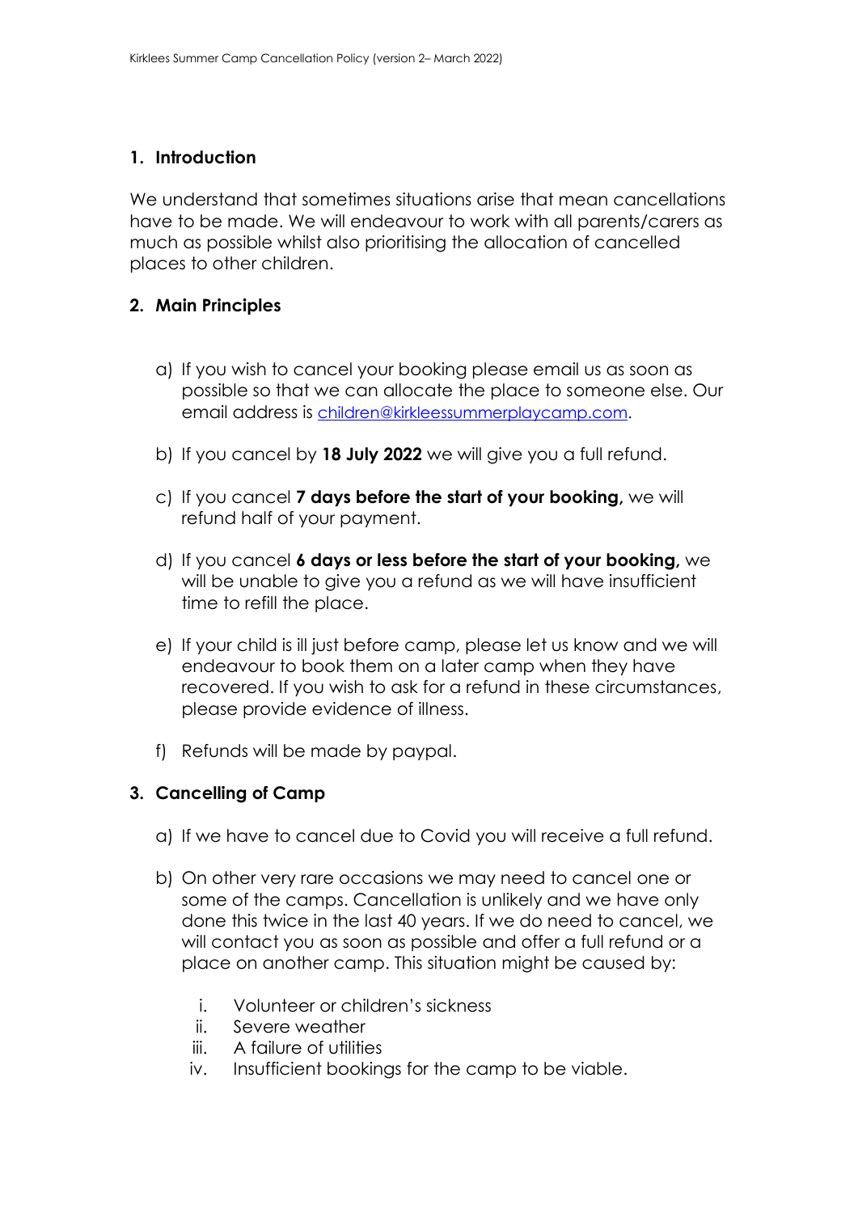## 1. Introduction

We understand that sometimes situations arise that mean cancellations have to be made. We will endeavour to work with all parents/carers as much as possible whilst also prioritising the allocation of cancelled places to other children.

## 2. Main Principles

a) If you wish to cancel your booking please email us as soon as possible so that we can allocate the place to someone else. Our email address is children@kirkleessummerplaycamp.com.

b) If you cancel by **18 July 2022** we will give you a full refund.

c) If you cancel **7 days before the start of your booking,** we will refund half of your payment.

d) If you cancel **6 days or less before the start of your booking,** we will be unable to give you a refund as we will have insufficient time to refill the place.

e) If your child is ill just before camp, please let us know and we will endeavour to book them on a later camp when they have recovered. If you wish to ask for a refund in these circumstances, please provide evidence of illness.

f) Refunds will be made by paypal.

## 3. Cancelling of Camp

a) If we have to cancel due to Covid you will receive a full refund.

b) On other very rare occasions we may need to cancel one or some of the camps. Cancellation is unlikely and we have only done this twice in the last 40 years. If we do need to cancel, we will contact you as soon as possible and offer a full refund or a place on another camp. This situation might be caused by:

   i. Volunteer or children's sickness
   ii. Severe weather
   iii. A failure of utilities
   iv. Insufficient bookings for the camp to be viable.